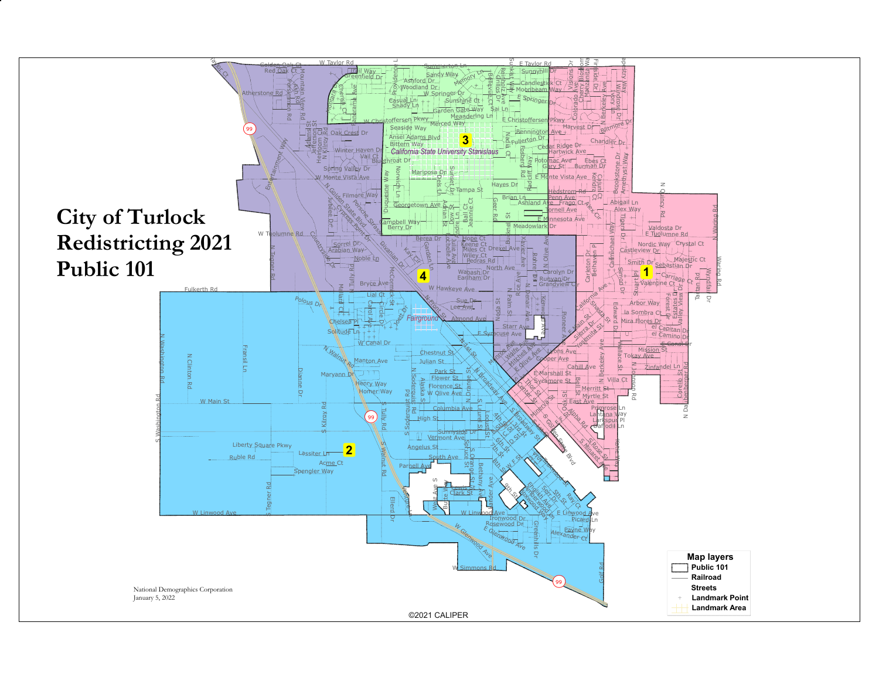# City of Turlock Redistricting 2021 Public 101

**Map layers**

- Public 101
- Railroad
- Streets
- Landmark Point
- Landmark Area

National Demographics Corporation
January 5, 2022

©2021 CALIPER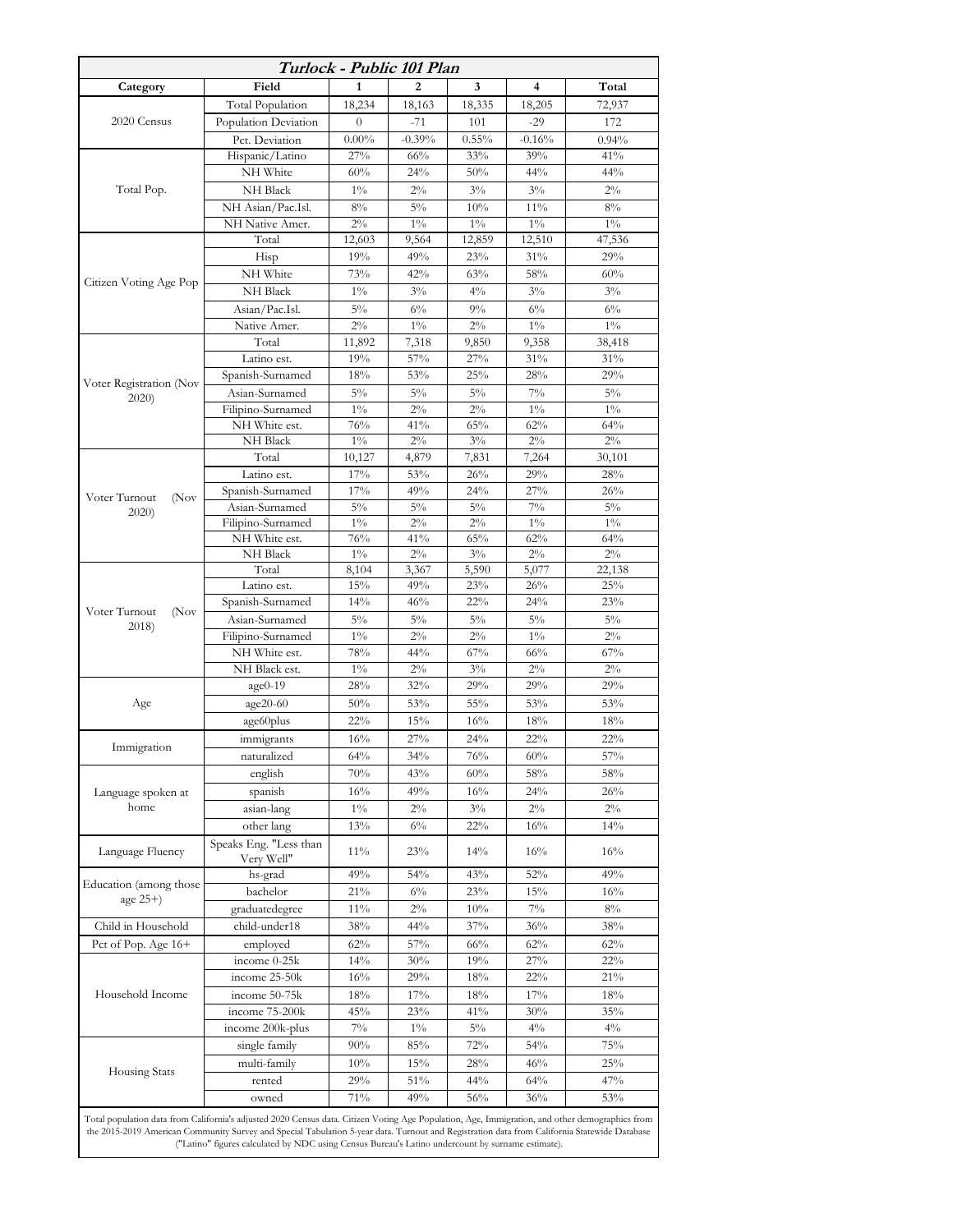# *Turlock - Public 101 Plan*

| Category | Field | 1 | 2 | 3 | 4 | Total |
|---|---|---|---|---|---|---|
| 2020 Census | Total Population | 18,234 | 18,163 | 18,335 | 18,205 | 72,937 |
| | Population Deviation | 0 | -71 | 101 | -29 | 172 |
| | Pct. Deviation | 0.00% | -0.39% | 0.55% | -0.16% | 0.94% |
| Total Pop. | Hispanic/Latino | 27% | 66% | 33% | 39% | 41% |
| | NH White | 60% | 24% | 50% | 44% | 44% |
| | NH Black | 1% | 2% | 3% | 3% | 2% |
| | NH Asian/Pac.Isl. | 8% | 5% | 10% | 11% | 8% |
| | NH Native Amer. | 2% | 1% | 1% | 1% | 1% |
| Citizen Voting Age Pop | Total | 12,603 | 9,564 | 12,859 | 12,510 | 47,536 |
| | Hisp | 19% | 49% | 23% | 31% | 29% |
| | NH White | 73% | 42% | 63% | 58% | 60% |
| | NH Black | 1% | 3% | 4% | 3% | 3% |
| | Asian/Pac.Isl. | 5% | 6% | 9% | 6% | 6% |
| | Native Amer. | 2% | 1% | 2% | 1% | 1% |
| Voter Registration (Nov 2020) | Total | 11,892 | 7,318 | 9,850 | 9,358 | 38,418 |
| | Latino est. | 19% | 57% | 27% | 31% | 31% |
| | Spanish-Surnamed | 18% | 53% | 25% | 28% | 29% |
| | Asian-Surnamed | 5% | 5% | 5% | 7% | 5% |
| | Filipino-Surnamed | 1% | 2% | 2% | 1% | 1% |
| | NH White est. | 76% | 41% | 65% | 62% | 64% |
| | NH Black | 1% | 2% | 3% | 2% | 2% |
| Voter Turnout (Nov 2020) | Total | 10,127 | 4,879 | 7,831 | 7,264 | 30,101 |
| | Latino est. | 17% | 53% | 26% | 29% | 28% |
| | Spanish-Surnamed | 17% | 49% | 24% | 27% | 26% |
| | Asian-Surnamed | 5% | 5% | 5% | 7% | 5% |
| | Filipino-Surnamed | 1% | 2% | 2% | 1% | 1% |
| | NH White est. | 76% | 41% | 65% | 62% | 64% |
| | NH Black | 1% | 2% | 3% | 2% | 2% |
| Voter Turnout (Nov 2018) | Total | 8,104 | 3,367 | 5,590 | 5,077 | 22,138 |
| | Latino est. | 15% | 49% | 23% | 26% | 25% |
| | Spanish-Surnamed | 14% | 46% | 22% | 24% | 23% |
| | Asian-Surnamed | 5% | 5% | 5% | 5% | 5% |
| | Filipino-Surnamed | 1% | 2% | 2% | 1% | 2% |
| | NH White est. | 78% | 44% | 67% | 66% | 67% |
| | NH Black est. | 1% | 2% | 3% | 2% | 2% |
| Age | age0-19 | 28% | 32% | 29% | 29% | 29% |
| | age20-60 | 50% | 53% | 55% | 53% | 53% |
| | age60plus | 22% | 15% | 16% | 18% | 18% |
| Immigration | immigrants | 16% | 27% | 24% | 22% | 22% |
| | naturalized | 64% | 34% | 76% | 60% | 57% |
| Language spoken at home | english | 70% | 43% | 60% | 58% | 58% |
| | spanish | 16% | 49% | 16% | 24% | 26% |
| | asian-lang | 1% | 2% | 3% | 2% | 2% |
| | other lang | 13% | 6% | 22% | 16% | 14% |
| Language Fluency | Speaks Eng. "Less than Very Well" | 11% | 23% | 14% | 16% | 16% |
| Education (among those age 25+) | hs-grad | 49% | 54% | 43% | 52% | 49% |
| | bachelor | 21% | 6% | 23% | 15% | 16% |
| | graduatedegree | 11% | 2% | 10% | 7% | 8% |
| Child in Household | child-under18 | 38% | 44% | 37% | 36% | 38% |
| Pct of Pop. Age 16+ | employed | 62% | 57% | 66% | 62% | 62% |
| Household Income | income 0-25k | 14% | 30% | 19% | 27% | 22% |
| | income 25-50k | 16% | 29% | 18% | 22% | 21% |
| | income 50-75k | 18% | 17% | 18% | 17% | 18% |
| | income 75-200k | 45% | 23% | 41% | 30% | 35% |
| | income 200k-plus | 7% | 1% | 5% | 4% | 4% |
| Housing Stats | single family | 90% | 85% | 72% | 54% | 75% |
| | multi-family | 10% | 15% | 28% | 46% | 25% |
| | rented | 29% | 51% | 44% | 64% | 47% |
| | owned | 71% | 49% | 56% | 36% | 53% |

Total population data from California's adjusted 2020 Census data. Citizen Voting Age Population, Age, Immigration, and other demographics from the 2015-2019 American Community Survey and Special Tabulation 5-year data. Turnout and Registration data from California Statewide Database ("Latino" figures calculated by NDC using Census Bureau's Latino undercount by surname estimate).